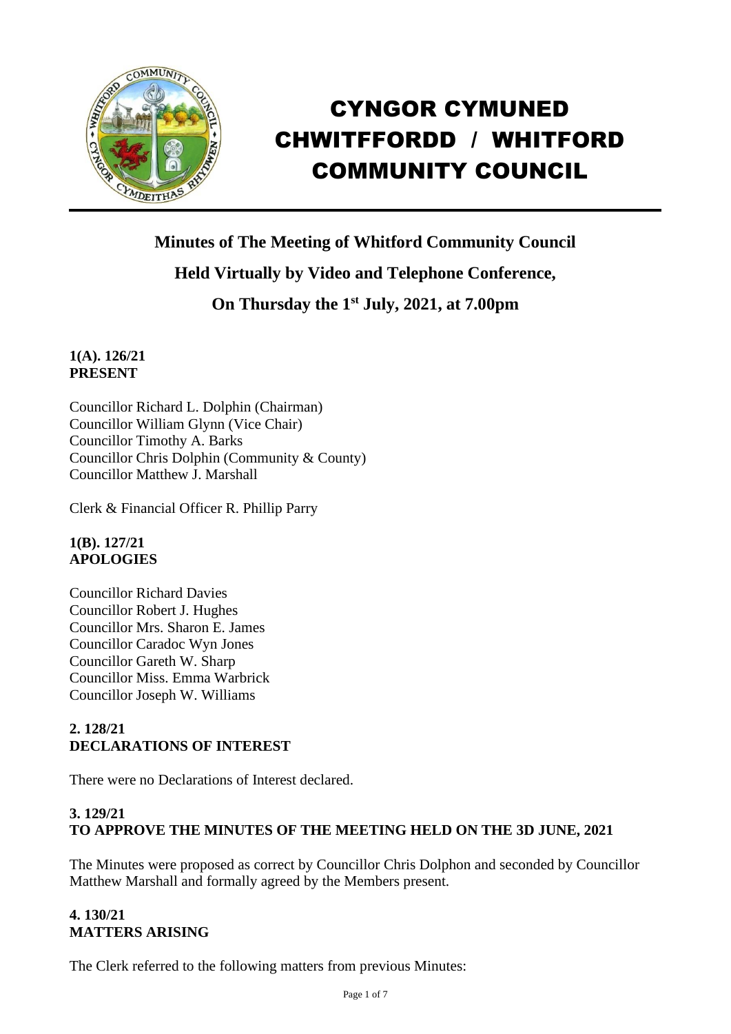# CYNGOR CYMUNED CHWITFFORDD / WHITFORD COMMUNITY COUNCIL

## Minutes of The Meeting of Whitford Community Council Held Virtually by Video and Telephone Conference, On Thursday the 1st July, 2021, at 7.00pm

**1(A). 126/21**
**PRESENT**

Councillor Richard L. Dolphin (Chairman)
Councillor William Glynn (Vice Chair)
Councillor Timothy A. Barks
Councillor Chris Dolphin (Community & County)
Councillor Matthew J. Marshall

Clerk & Financial Officer R. Phillip Parry

**1(B). 127/21**
**APOLOGIES**

Councillor Richard Davies
Councillor Robert J. Hughes
Councillor Mrs. Sharon E. James
Councillor Caradoc Wyn Jones
Councillor Gareth W. Sharp
Councillor Miss. Emma Warbrick
Councillor Joseph W. Williams

**2. 128/21**
**DECLARATIONS OF INTEREST**

There were no Declarations of Interest declared.

**3. 129/21**
**TO APPROVE THE MINUTES OF THE MEETING HELD ON THE 3D JUNE, 2021**

The Minutes were proposed as correct by Councillor Chris Dolphon and seconded by Councillor Matthew Marshall and formally agreed by the Members present.

**4. 130/21**
**MATTERS ARISING**

The Clerk referred to the following matters from previous Minutes: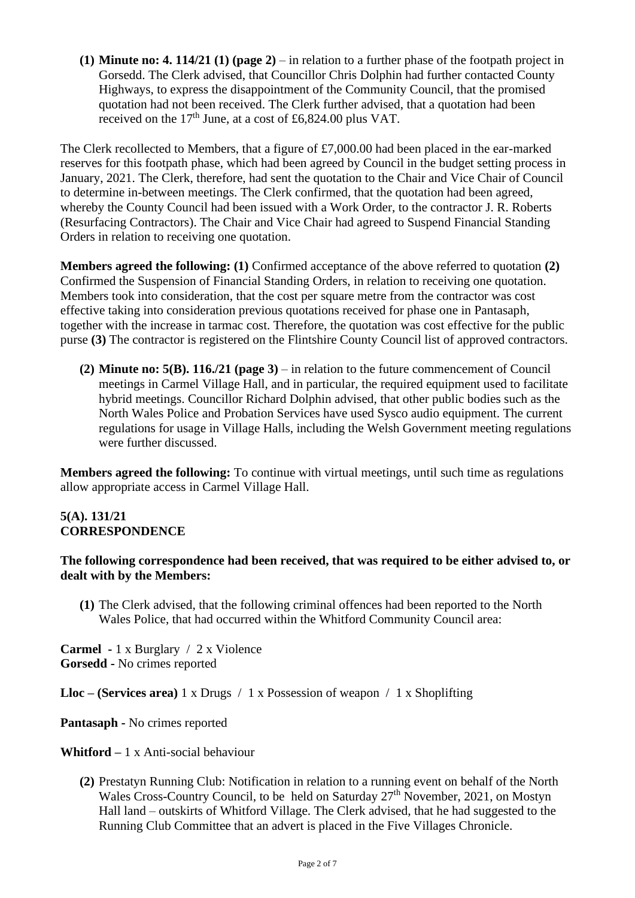**(1) Minute no: 4. 114/21 (1) (page 2)** – in relation to a further phase of the footpath project in Gorsedd. The Clerk advised, that Councillor Chris Dolphin had further contacted County Highways, to express the disappointment of the Community Council, that the promised quotation had not been received. The Clerk further advised, that a quotation had been received on the 17th June, at a cost of £6,824.00 plus VAT.

The Clerk recollected to Members, that a figure of £7,000.00 had been placed in the ear-marked reserves for this footpath phase, which had been agreed by Council in the budget setting process in January, 2021. The Clerk, therefore, had sent the quotation to the Chair and Vice Chair of Council to determine in-between meetings. The Clerk confirmed, that the quotation had been agreed, whereby the County Council had been issued with a Work Order, to the contractor J. R. Roberts (Resurfacing Contractors). The Chair and Vice Chair had agreed to Suspend Financial Standing Orders in relation to receiving one quotation.

**Members agreed the following: (1)** Confirmed acceptance of the above referred to quotation **(2)** Confirmed the Suspension of Financial Standing Orders, in relation to receiving one quotation. Members took into consideration, that the cost per square metre from the contractor was cost effective taking into consideration previous quotations received for phase one in Pantasaph, together with the increase in tarmac cost. Therefore, the quotation was cost effective for the public purse **(3)** The contractor is registered on the Flintshire County Council list of approved contractors.

**(2) Minute no: 5(B). 116./21 (page 3)** – in relation to the future commencement of Council meetings in Carmel Village Hall, and in particular, the required equipment used to facilitate hybrid meetings. Councillor Richard Dolphin advised, that other public bodies such as the North Wales Police and Probation Services have used Sysco audio equipment. The current regulations for usage in Village Halls, including the Welsh Government meeting regulations were further discussed.

**Members agreed the following:** To continue with virtual meetings, until such time as regulations allow appropriate access in Carmel Village Hall.

**5(A). 131/21**
**CORRESPONDENCE**

**The following correspondence had been received, that was required to be either advised to, or dealt with by the Members:**

**(1)** The Clerk advised, that the following criminal offences had been reported to the North Wales Police, that had occurred within the Whitford Community Council area:

**Carmel** - 1 x Burglary / 2 x Violence
**Gorsedd** - No crimes reported

**Lloc – (Services area)** 1 x Drugs / 1 x Possession of weapon / 1 x Shoplifting

**Pantasaph** - No crimes reported

**Whitford** – 1 x Anti-social behaviour

**(2)** Prestatyn Running Club: Notification in relation to a running event on behalf of the North Wales Cross-Country Council, to be held on Saturday 27th November, 2021, on Mostyn Hall land – outskirts of Whitford Village. The Clerk advised, that he had suggested to the Running Club Committee that an advert is placed in the Five Villages Chronicle.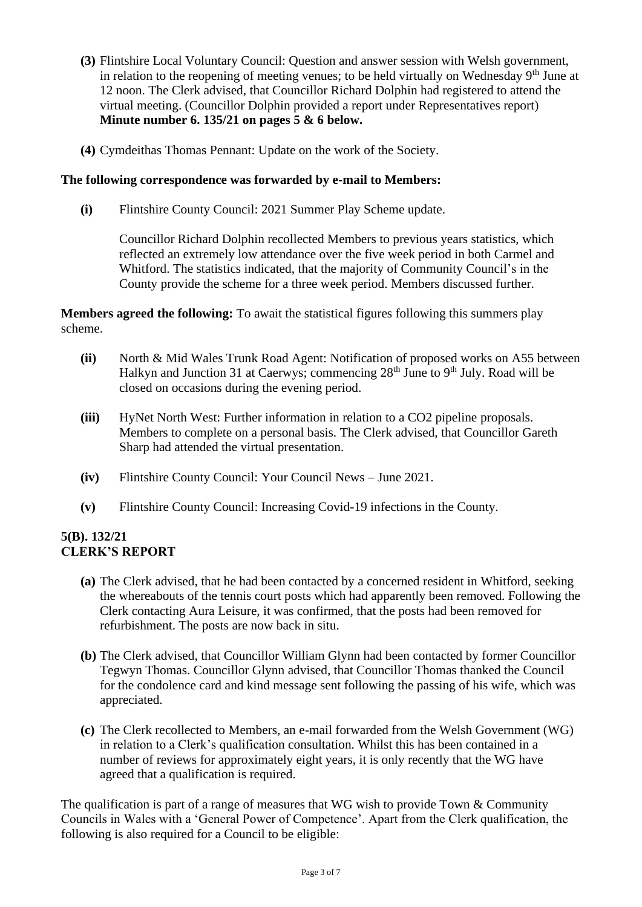**(3)** Flintshire Local Voluntary Council: Question and answer session with Welsh government, in relation to the reopening of meeting venues; to be held virtually on Wednesday 9th June at 12 noon. The Clerk advised, that Councillor Richard Dolphin had registered to attend the virtual meeting. (Councillor Dolphin provided a report under Representatives report) **Minute number 6. 135/21 on pages 5 & 6 below.**

**(4)** Cymdeithas Thomas Pennant: Update on the work of the Society.

**The following correspondence was forwarded by e-mail to Members:**

**(i)** Flintshire County Council: 2021 Summer Play Scheme update.

Councillor Richard Dolphin recollected Members to previous years statistics, which reflected an extremely low attendance over the five week period in both Carmel and Whitford. The statistics indicated, that the majority of Community Council's in the County provide the scheme for a three week period. Members discussed further.

**Members agreed the following:** To await the statistical figures following this summers play scheme.

**(ii)** North & Mid Wales Trunk Road Agent: Notification of proposed works on A55 between Halkyn and Junction 31 at Caerwys; commencing 28th June to 9th July. Road will be closed on occasions during the evening period.

**(iii)** HyNet North West: Further information in relation to a $CO_2$ pipeline proposals. Members to complete on a personal basis. The Clerk advised, that Councillor Gareth Sharp had attended the virtual presentation.

**(iv)** Flintshire County Council: Your Council News – June 2021.

**(v)** Flintshire County Council: Increasing Covid-19 infections in the County.

**5(B). 132/21**
**CLERK'S REPORT**

**(a)** The Clerk advised, that he had been contacted by a concerned resident in Whitford, seeking the whereabouts of the tennis court posts which had apparently been removed. Following the Clerk contacting Aura Leisure, it was confirmed, that the posts had been removed for refurbishment. The posts are now back in situ.

**(b)** The Clerk advised, that Councillor William Glynn had been contacted by former Councillor Tegwyn Thomas. Councillor Glynn advised, that Councillor Thomas thanked the Council for the condolence card and kind message sent following the passing of his wife, which was appreciated.

**(c)** The Clerk recollected to Members, an e-mail forwarded from the Welsh Government (WG) in relation to a Clerk's qualification consultation. Whilst this has been contained in a number of reviews for approximately eight years, it is only recently that the WG have agreed that a qualification is required.

The qualification is part of a range of measures that WG wish to provide Town & Community Councils in Wales with a 'General Power of Competence'. Apart from the Clerk qualification, the following is also required for a Council to be eligible: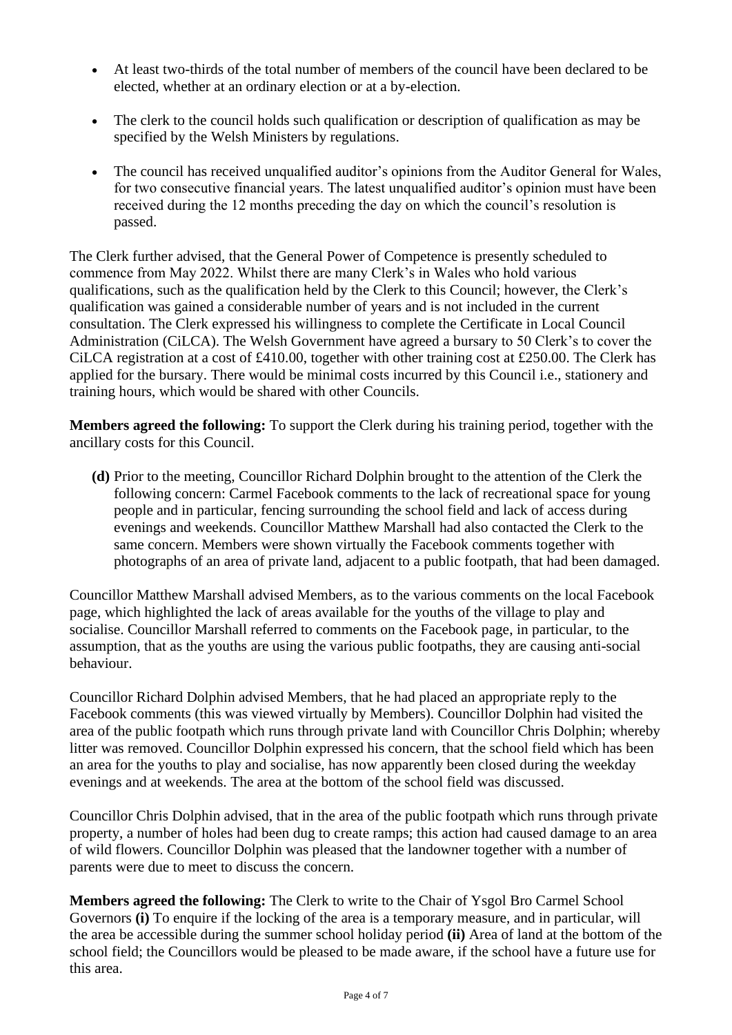- At least two-thirds of the total number of members of the council have been declared to be elected, whether at an ordinary election or at a by-election.

- The clerk to the council holds such qualification or description of qualification as may be specified by the Welsh Ministers by regulations.

- The council has received unqualified auditor's opinions from the Auditor General for Wales, for two consecutive financial years. The latest unqualified auditor's opinion must have been received during the 12 months preceding the day on which the council's resolution is passed.

The Clerk further advised, that the General Power of Competence is presently scheduled to commence from May 2022. Whilst there are many Clerk's in Wales who hold various qualifications, such as the qualification held by the Clerk to this Council; however, the Clerk's qualification was gained a considerable number of years and is not included in the current consultation. The Clerk expressed his willingness to complete the Certificate in Local Council Administration (CiLCA). The Welsh Government have agreed a bursary to 50 Clerk's to cover the CiLCA registration at a cost of £410.00, together with other training cost at £250.00. The Clerk has applied for the bursary. There would be minimal costs incurred by this Council i.e., stationery and training hours, which would be shared with other Councils.

**Members agreed the following:** To support the Clerk during his training period, together with the ancillary costs for this Council.

**(d)** Prior to the meeting, Councillor Richard Dolphin brought to the attention of the Clerk the following concern: Carmel Facebook comments to the lack of recreational space for young people and in particular, fencing surrounding the school field and lack of access during evenings and weekends. Councillor Matthew Marshall had also contacted the Clerk to the same concern. Members were shown virtually the Facebook comments together with photographs of an area of private land, adjacent to a public footpath, that had been damaged.

Councillor Matthew Marshall advised Members, as to the various comments on the local Facebook page, which highlighted the lack of areas available for the youths of the village to play and socialise. Councillor Marshall referred to comments on the Facebook page, in particular, to the assumption, that as the youths are using the various public footpaths, they are causing anti-social behaviour.

Councillor Richard Dolphin advised Members, that he had placed an appropriate reply to the Facebook comments (this was viewed virtually by Members). Councillor Dolphin had visited the area of the public footpath which runs through private land with Councillor Chris Dolphin; whereby litter was removed. Councillor Dolphin expressed his concern, that the school field which has been an area for the youths to play and socialise, has now apparently been closed during the weekday evenings and at weekends. The area at the bottom of the school field was discussed.

Councillor Chris Dolphin advised, that in the area of the public footpath which runs through private property, a number of holes had been dug to create ramps; this action had caused damage to an area of wild flowers. Councillor Dolphin was pleased that the landowner together with a number of parents were due to meet to discuss the concern.

**Members agreed the following:** The Clerk to write to the Chair of Ysgol Bro Carmel School Governors **(i)** To enquire if the locking of the area is a temporary measure, and in particular, will the area be accessible during the summer school holiday period **(ii)** Area of land at the bottom of the school field; the Councillors would be pleased to be made aware, if the school have a future use for this area.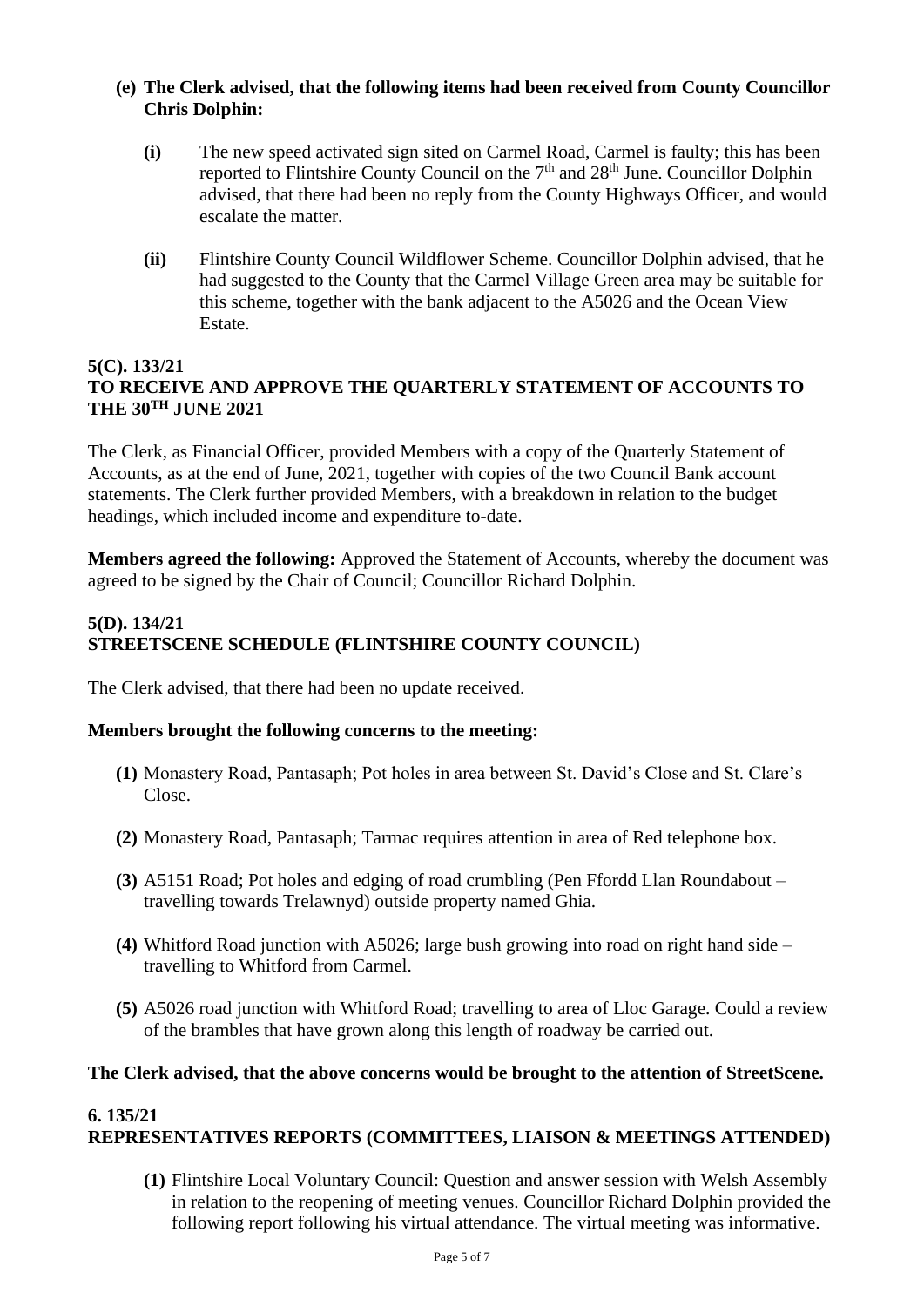**(e) The Clerk advised, that the following items had been received from County Councillor Chris Dolphin:**

- **(i)** The new speed activated sign sited on Carmel Road, Carmel is faulty; this has been reported to Flintshire County Council on the 7th and 28th June. Councillor Dolphin advised, that there had been no reply from the County Highways Officer, and would escalate the matter.

- **(ii)** Flintshire County Council Wildflower Scheme. Councillor Dolphin advised, that he had suggested to the County that the Carmel Village Green area may be suitable for this scheme, together with the bank adjacent to the A5026 and the Ocean View Estate.

## 5(C). 133/21
## TO RECEIVE AND APPROVE THE QUARTERLY STATEMENT OF ACCOUNTS TO THE 30TH JUNE 2021

The Clerk, as Financial Officer, provided Members with a copy of the Quarterly Statement of Accounts, as at the end of June, 2021, together with copies of the two Council Bank account statements. The Clerk further provided Members, with a breakdown in relation to the budget headings, which included income and expenditure to-date.

**Members agreed the following:** Approved the Statement of Accounts, whereby the document was agreed to be signed by the Chair of Council; Councillor Richard Dolphin.

## 5(D). 134/21
## STREETSCENE SCHEDULE (FLINTSHIRE COUNTY COUNCIL)

The Clerk advised, that there had been no update received.

**Members brought the following concerns to the meeting:**

- **(1)** Monastery Road, Pantasaph; Pot holes in area between St. David's Close and St. Clare's Close.

- **(2)** Monastery Road, Pantasaph; Tarmac requires attention in area of Red telephone box.

- **(3)** A5151 Road; Pot holes and edging of road crumbling (Pen Ffordd Llan Roundabout – travelling towards Trelawnyd) outside property named Ghia.

- **(4)** Whitford Road junction with A5026; large bush growing into road on right hand side – travelling to Whitford from Carmel.

- **(5)** A5026 road junction with Whitford Road; travelling to area of Lloc Garage. Could a review of the brambles that have grown along this length of roadway be carried out.

**The Clerk advised, that the above concerns would be brought to the attention of StreetScene.**

## 6. 135/21
## REPRESENTATIVES REPORTS (COMMITTEES, LIAISON & MEETINGS ATTENDED)

- **(1)** Flintshire Local Voluntary Council: Question and answer session with Welsh Assembly in relation to the reopening of meeting venues. Councillor Richard Dolphin provided the following report following his virtual attendance. The virtual meeting was informative.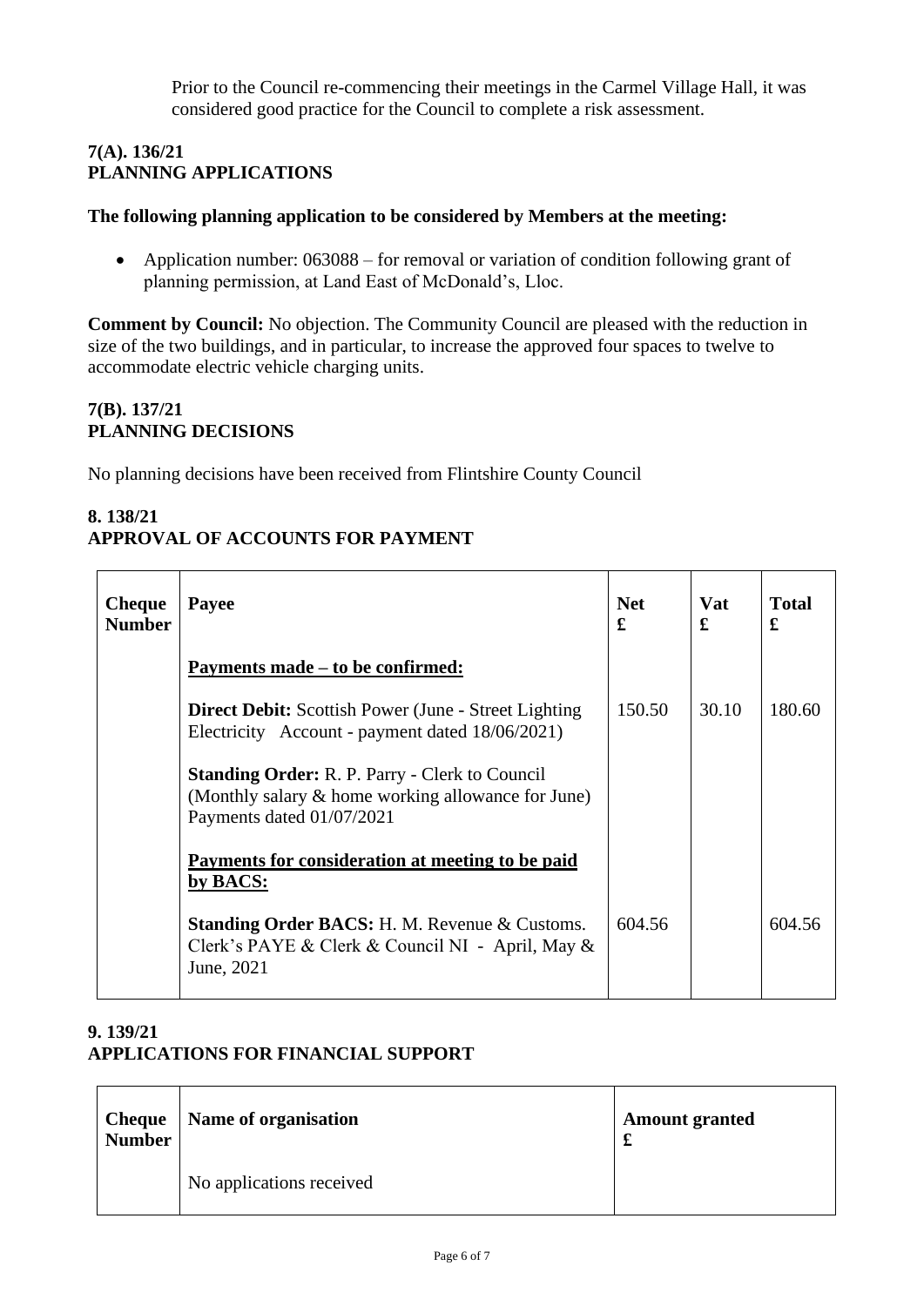Prior to the Council re-commencing their meetings in the Carmel Village Hall, it was considered good practice for the Council to complete a risk assessment.

## 7(A). 136/21
## PLANNING APPLICATIONS

**The following planning application to be considered by Members at the meeting:**

- Application number: 063088 – for removal or variation of condition following grant of planning permission, at Land East of McDonald's, Lloc.

**Comment by Council:** No objection. The Community Council are pleased with the reduction in size of the two buildings, and in particular, to increase the approved four spaces to twelve to accommodate electric vehicle charging units.

## 7(B). 137/21
## PLANNING DECISIONS

No planning decisions have been received from Flintshire County Council

## 8. 138/21
## APPROVAL OF ACCOUNTS FOR PAYMENT

| Cheque Number | Payee | Net £ | Vat £ | Total £ |
|---|---|---|---|---|
| | **Payments made – to be confirmed:** | | | |
| | **Direct Debit:** Scottish Power (June - Street Lighting Electricity Account - payment dated 18/06/2021) | 150.50 | 30.10 | 180.60 |
| | **Standing Order:** R. P. Parry - Clerk to Council (Monthly salary & home working allowance for June) Payments dated 01/07/2021 | | | |
| | **Payments for consideration at meeting to be paid by BACS:** | | | |
| | **Standing Order BACS:** H. M. Revenue & Customs. Clerk's PAYE & Clerk & Council NI - April, May & June, 2021 | 604.56 | | 604.56 |

## 9. 139/21
## APPLICATIONS FOR FINANCIAL SUPPORT

| Cheque Number | Name of organisation | Amount granted £ |
|---|---|---|
| | No applications received | |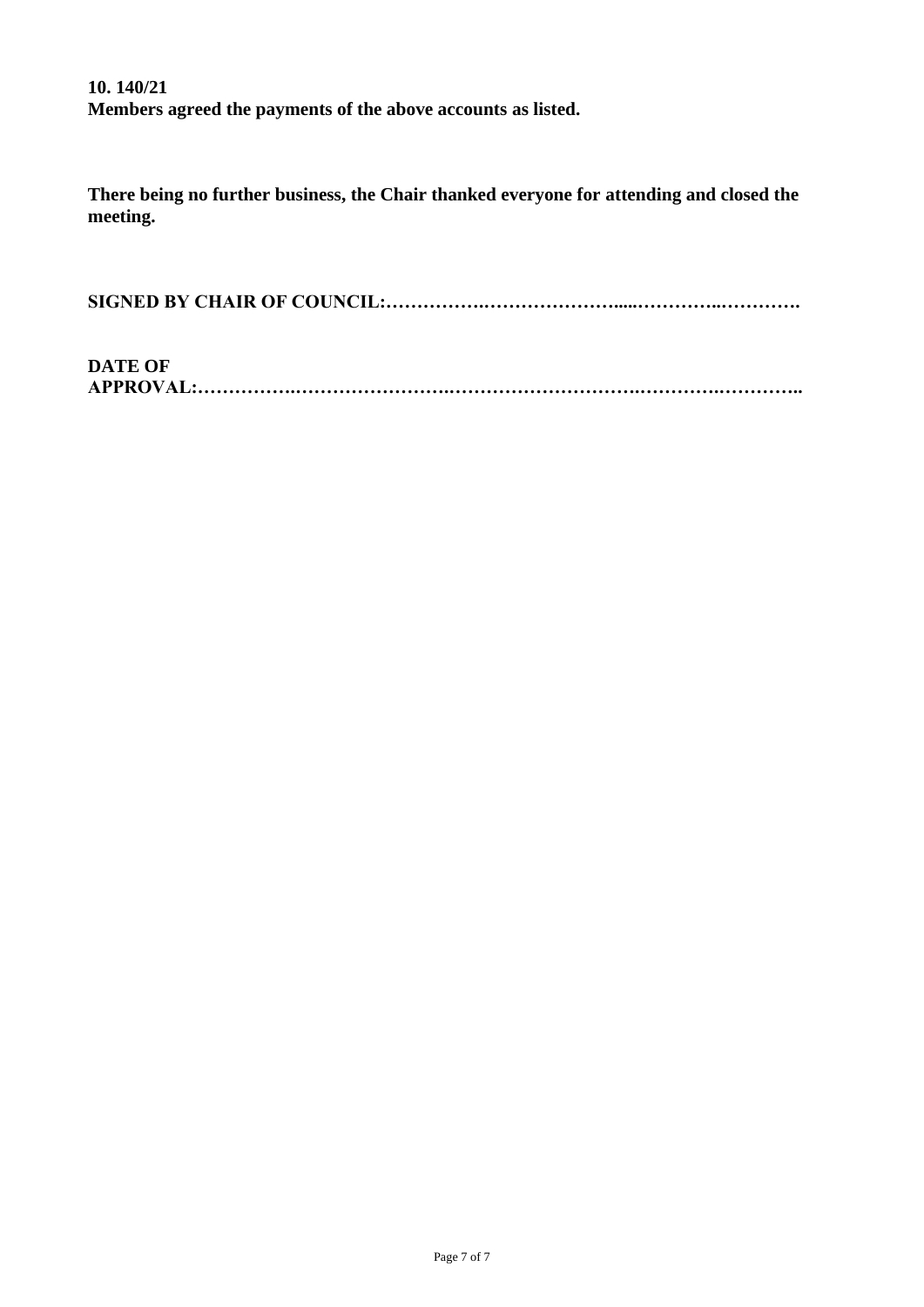**10. 140/21**
**Members agreed the payments of the above accounts as listed.**

**There being no further business, the Chair thanked everyone for attending and closed the meeting.**

**SIGNED BY CHAIR OF COUNCIL:…………….………………….....…………..………….**

**DATE OF APPROVAL:…………….…………………….………………………….………….…………..**